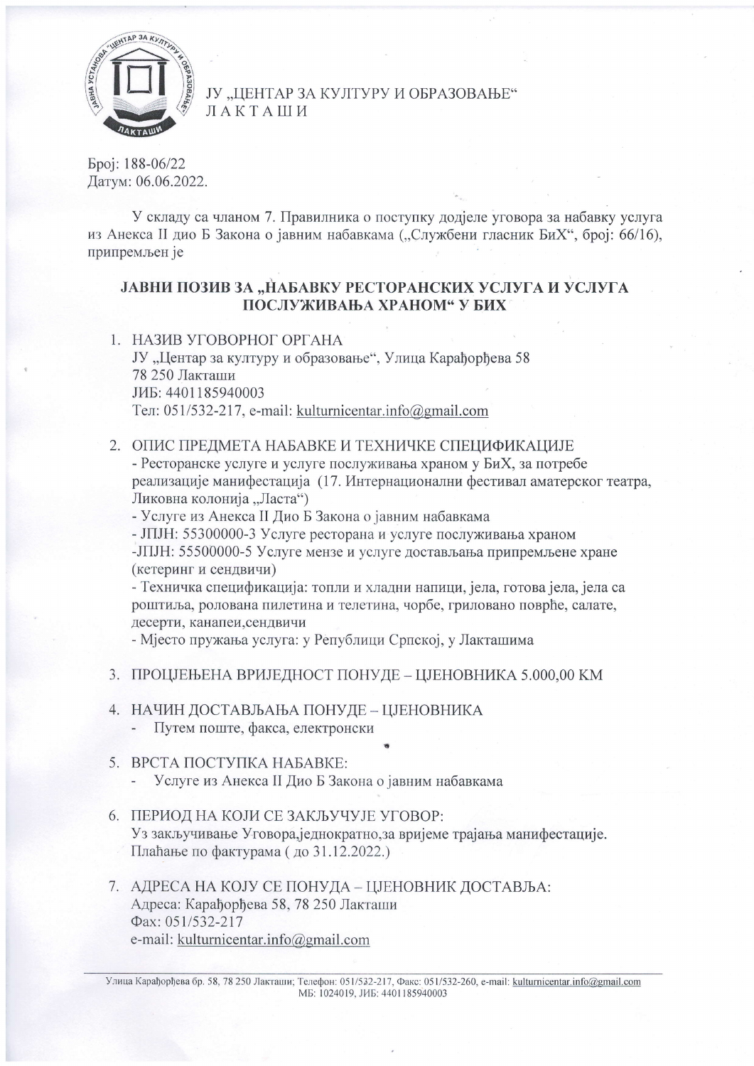ЈУ „ЦЕНТАР ЗА КУЛТУРУ И ОБРАЗОВАЊЕ“
ЛАКТАШИ

Број: 188-06/22
Датум: 06.06.2022.

У складу са чланом 7. Правилника о поступку додјеле уговора за набавку услуга из Анекса II дио Б Закона о јавним набавкама („Службени гласник БиХ“, број: 66/16), припремљен је

## ЈАВНИ ПОЗИВ ЗА „НАБАВКУ РЕСТОРАНСКИХ УСЛУГА И УСЛУГА ПОСЛУЖИВАЊА ХРАНОМ“ У БИХ

1. НАЗИВ УГОВОРНОГ ОРГАНА
   ЈУ „Центар за културу и образовање“, Улица Карађорђева 58
   78 250 Лакташи
   ЈИБ: 4401185940003
   Тел: 051/532-217, e-mail: kulturnicentar.info@gmail.com

2. ОПИС ПРЕДМЕТА НАБАВКЕ И ТЕХНИЧКЕ СПЕЦИФИКАЦИЈЕ
   - Ресторанске услуге и услуге послуживања храном у БиХ, за потребе реализације манифестација (17. Интернационални фестивал аматерског театра, Ликовна колонија „Ласта“)
   - Услуге из Анекса II Дио Б Закона о јавним набавкама
   - ЈПЈН: 55300000-3 Услуге ресторана и услуге послуживања храном
   -ЈПЈН: 55500000-5 Услуге мензе и услуге достављања припремљене хране (кетеринг и сендвичи)
   - Техничка спецификација: топли и хладни напици, јела, готова јела, јела са роштиља, ролована пилетина и телетина, чорбе, гриловано поврће, салате, десерти, канапеи,сендвичи
   - Мјесто пружања услуга: у Републици Српској, у Лакташима

3. ПРОЦЈЕЊЕНА ВРИЈЕДНОСТ ПОНУДЕ – ЦЈЕНОВНИКА 5.000,00 КМ

4. НАЧИН ДОСТАВЉАЊА ПОНУДЕ – ЦЈЕНОВНИКА
   - Путем поште, факса, електронски

5. ВРСТА ПОСТУПКА НАБАВКЕ:
   - Услуге из Анекса II Дио Б Закона о јавним набавкама

6. ПЕРИОД НА КОЈИ СЕ ЗАКЉУЧУЈЕ УГОВОР:
   Уз закључивање Уговора,једнократно,за вријеме трајања манифестације. Плаћање по фактурама ( до 31.12.2022.)

7. АДРЕСА НА КОЈУ СЕ ПОНУДА – ЦЈЕНОВНИК ДОСТАВЉА:
   Адреса: Карађорђева 58, 78 250 Лакташи
   Фах: 051/532-217
   e-mail: kulturnicentar.info@gmail.com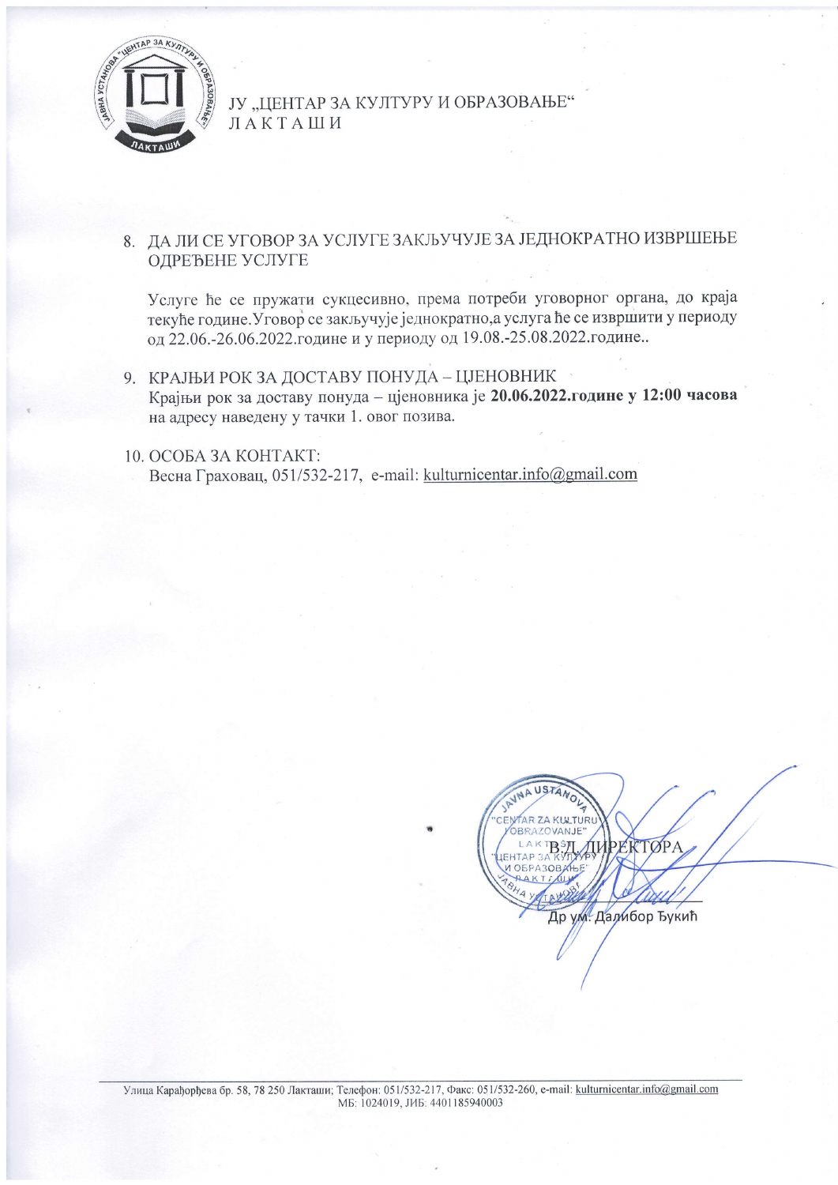ЈУ „ЦЕНТАР ЗА КУЛТУРУ И ОБРАЗОВАЊЕ“
ЛАКТАШИ

8. ДА ЛИ СЕ УГОВОР ЗА УСЛУГЕ ЗАКЉУЧУЈЕ ЗА ЈЕДНОКРАТНО ИЗВРШЕЊЕ ОДРЕЂЕНЕ УСЛУГЕ

   Услуге ће се пружати сукцесивно, према потреби уговорног органа, до краја текуће године.Уговор се закључује једнократно,а услуга ће се извршити у периоду од 22.06.-26.06.2022.године и у периоду од 19.08.-25.08.2022.године..

9. КРАЈЊИ РОК ЗА ДОСТАВУ ПОНУДА – ЦЈЕНОВНИК
   Крајњи рок за доставу понуда – цјеновника је **20.06.2022.године у 12:00 часова** на адресу наведену у тачки 1. овог позива.

10. ОСОБА ЗА КОНТАКТ:
    Весна Граховац, 051/532-217, e-mail: kulturnicentar.info@gmail.com

В.Д. ДИРЕКТОРА

Др ум. Далибор Ђукић

Улица Карађорђева бр. 58, 78 250 Лакташи; Телефон: 051/532-217, Факс: 051/532-260, e-mail: kulturnicentar.info@gmail.com
МБ: 1024019, ЈИБ: 4401185940003